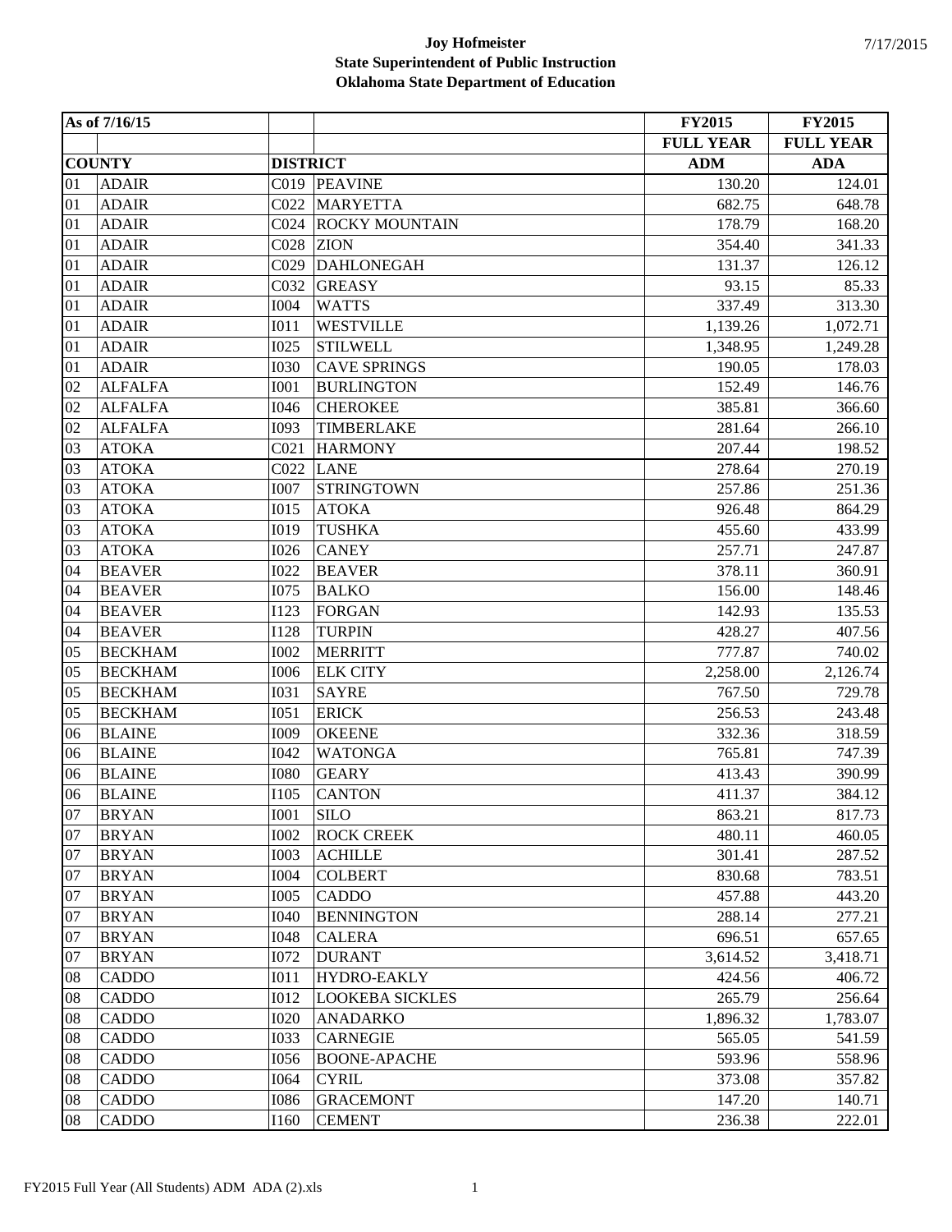**Joy Hofmeister**
**State Superintendent of Public Instruction**
**Oklahoma State Department of Education**

| As of 7/16/15 | | | | FY2015 | FY2015 |
|---|---|---|---|---|---|
| | | | | FULL YEAR | FULL YEAR |
| COUNTY | | DISTRICT | | ADM | ADA |
| 01 | ADAIR | C019 | PEAVINE | 130.20 | 124.01 |
| 01 | ADAIR | C022 | MARYETTA | 682.75 | 648.78 |
| 01 | ADAIR | C024 | ROCKY MOUNTAIN | 178.79 | 168.20 |
| 01 | ADAIR | C028 | ZION | 354.40 | 341.33 |
| 01 | ADAIR | C029 | DAHLONEGAH | 131.37 | 126.12 |
| 01 | ADAIR | C032 | GREASY | 93.15 | 85.33 |
| 01 | ADAIR | I004 | WATTS | 337.49 | 313.30 |
| 01 | ADAIR | I011 | WESTVILLE | 1,139.26 | 1,072.71 |
| 01 | ADAIR | I025 | STILWELL | 1,348.95 | 1,249.28 |
| 01 | ADAIR | I030 | CAVE SPRINGS | 190.05 | 178.03 |
| 02 | ALFALFA | I001 | BURLINGTON | 152.49 | 146.76 |
| 02 | ALFALFA | I046 | CHEROKEE | 385.81 | 366.60 |
| 02 | ALFALFA | I093 | TIMBERLAKE | 281.64 | 266.10 |
| 03 | ATOKA | C021 | HARMONY | 207.44 | 198.52 |
| 03 | ATOKA | C022 | LANE | 278.64 | 270.19 |
| 03 | ATOKA | I007 | STRINGTOWN | 257.86 | 251.36 |
| 03 | ATOKA | I015 | ATOKA | 926.48 | 864.29 |
| 03 | ATOKA | I019 | TUSHKA | 455.60 | 433.99 |
| 03 | ATOKA | I026 | CANEY | 257.71 | 247.87 |
| 04 | BEAVER | I022 | BEAVER | 378.11 | 360.91 |
| 04 | BEAVER | I075 | BALKO | 156.00 | 148.46 |
| 04 | BEAVER | I123 | FORGAN | 142.93 | 135.53 |
| 04 | BEAVER | I128 | TURPIN | 428.27 | 407.56 |
| 05 | BECKHAM | I002 | MERRITT | 777.87 | 740.02 |
| 05 | BECKHAM | I006 | ELK CITY | 2,258.00 | 2,126.74 |
| 05 | BECKHAM | I031 | SAYRE | 767.50 | 729.78 |
| 05 | BECKHAM | I051 | ERICK | 256.53 | 243.48 |
| 06 | BLAINE | I009 | OKEENE | 332.36 | 318.59 |
| 06 | BLAINE | I042 | WATONGA | 765.81 | 747.39 |
| 06 | BLAINE | I080 | GEARY | 413.43 | 390.99 |
| 06 | BLAINE | I105 | CANTON | 411.37 | 384.12 |
| 07 | BRYAN | I001 | SILO | 863.21 | 817.73 |
| 07 | BRYAN | I002 | ROCK CREEK | 480.11 | 460.05 |
| 07 | BRYAN | I003 | ACHILLE | 301.41 | 287.52 |
| 07 | BRYAN | I004 | COLBERT | 830.68 | 783.51 |
| 07 | BRYAN | I005 | CADDO | 457.88 | 443.20 |
| 07 | BRYAN | I040 | BENNINGTON | 288.14 | 277.21 |
| 07 | BRYAN | I048 | CALERA | 696.51 | 657.65 |
| 07 | BRYAN | I072 | DURANT | 3,614.52 | 3,418.71 |
| 08 | CADDO | I011 | HYDRO-EAKLY | 424.56 | 406.72 |
| 08 | CADDO | I012 | LOOKEBA SICKLES | 265.79 | 256.64 |
| 08 | CADDO | I020 | ANADARKO | 1,896.32 | 1,783.07 |
| 08 | CADDO | I033 | CARNEGIE | 565.05 | 541.59 |
| 08 | CADDO | I056 | BOONE-APACHE | 593.96 | 558.96 |
| 08 | CADDO | I064 | CYRIL | 373.08 | 357.82 |
| 08 | CADDO | I086 | GRACEMONT | 147.20 | 140.71 |
| 08 | CADDO | I160 | CEMENT | 236.38 | 222.01 |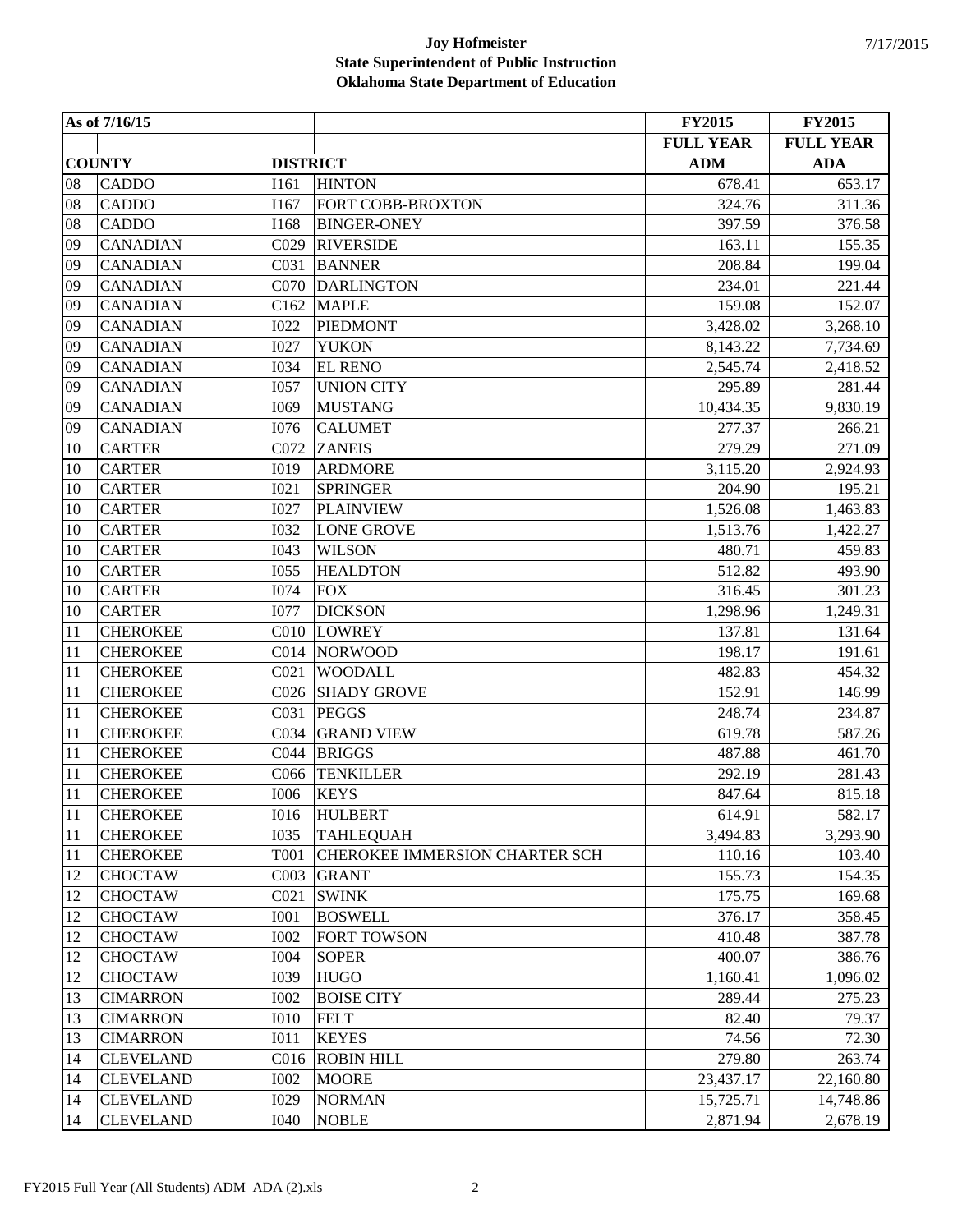**Joy Hofmeister**
**State Superintendent of Public Instruction**
**Oklahoma State Department of Education**

| As of 7/16/15 | | | | FY2015 | FY2015 |
|---|---|---|---|---|---|
| | | | | FULL YEAR | FULL YEAR |
| COUNTY | | DISTRICT | | ADM | ADA |
| 08 | CADDO | I161 | HINTON | 678.41 | 653.17 |
| 08 | CADDO | I167 | FORT COBB-BROXTON | 324.76 | 311.36 |
| 08 | CADDO | I168 | BINGER-ONEY | 397.59 | 376.58 |
| 09 | CANADIAN | C029 | RIVERSIDE | 163.11 | 155.35 |
| 09 | CANADIAN | C031 | BANNER | 208.84 | 199.04 |
| 09 | CANADIAN | C070 | DARLINGTON | 234.01 | 221.44 |
| 09 | CANADIAN | C162 | MAPLE | 159.08 | 152.07 |
| 09 | CANADIAN | I022 | PIEDMONT | 3,428.02 | 3,268.10 |
| 09 | CANADIAN | I027 | YUKON | 8,143.22 | 7,734.69 |
| 09 | CANADIAN | I034 | EL RENO | 2,545.74 | 2,418.52 |
| 09 | CANADIAN | I057 | UNION CITY | 295.89 | 281.44 |
| 09 | CANADIAN | I069 | MUSTANG | 10,434.35 | 9,830.19 |
| 09 | CANADIAN | I076 | CALUMET | 277.37 | 266.21 |
| 10 | CARTER | C072 | ZANEIS | 279.29 | 271.09 |
| 10 | CARTER | I019 | ARDMORE | 3,115.20 | 2,924.93 |
| 10 | CARTER | I021 | SPRINGER | 204.90 | 195.21 |
| 10 | CARTER | I027 | PLAINVIEW | 1,526.08 | 1,463.83 |
| 10 | CARTER | I032 | LONE GROVE | 1,513.76 | 1,422.27 |
| 10 | CARTER | I043 | WILSON | 480.71 | 459.83 |
| 10 | CARTER | I055 | HEALDTON | 512.82 | 493.90 |
| 10 | CARTER | I074 | FOX | 316.45 | 301.23 |
| 10 | CARTER | I077 | DICKSON | 1,298.96 | 1,249.31 |
| 11 | CHEROKEE | C010 | LOWREY | 137.81 | 131.64 |
| 11 | CHEROKEE | C014 | NORWOOD | 198.17 | 191.61 |
| 11 | CHEROKEE | C021 | WOODALL | 482.83 | 454.32 |
| 11 | CHEROKEE | C026 | SHADY GROVE | 152.91 | 146.99 |
| 11 | CHEROKEE | C031 | PEGGS | 248.74 | 234.87 |
| 11 | CHEROKEE | C034 | GRAND VIEW | 619.78 | 587.26 |
| 11 | CHEROKEE | C044 | BRIGGS | 487.88 | 461.70 |
| 11 | CHEROKEE | C066 | TENKILLER | 292.19 | 281.43 |
| 11 | CHEROKEE | I006 | KEYS | 847.64 | 815.18 |
| 11 | CHEROKEE | I016 | HULBERT | 614.91 | 582.17 |
| 11 | CHEROKEE | I035 | TAHLEQUAH | 3,494.83 | 3,293.90 |
| 11 | CHEROKEE | T001 | CHEROKEE IMMERSION CHARTER SCH | 110.16 | 103.40 |
| 12 | CHOCTAW | C003 | GRANT | 155.73 | 154.35 |
| 12 | CHOCTAW | C021 | SWINK | 175.75 | 169.68 |
| 12 | CHOCTAW | I001 | BOSWELL | 376.17 | 358.45 |
| 12 | CHOCTAW | I002 | FORT TOWSON | 410.48 | 387.78 |
| 12 | CHOCTAW | I004 | SOPER | 400.07 | 386.76 |
| 12 | CHOCTAW | I039 | HUGO | 1,160.41 | 1,096.02 |
| 13 | CIMARRON | I002 | BOISE CITY | 289.44 | 275.23 |
| 13 | CIMARRON | I010 | FELT | 82.40 | 79.37 |
| 13 | CIMARRON | I011 | KEYES | 74.56 | 72.30 |
| 14 | CLEVELAND | C016 | ROBIN HILL | 279.80 | 263.74 |
| 14 | CLEVELAND | I002 | MOORE | 23,437.17 | 22,160.80 |
| 14 | CLEVELAND | I029 | NORMAN | 15,725.71 | 14,748.86 |
| 14 | CLEVELAND | I040 | NOBLE | 2,871.94 | 2,678.19 |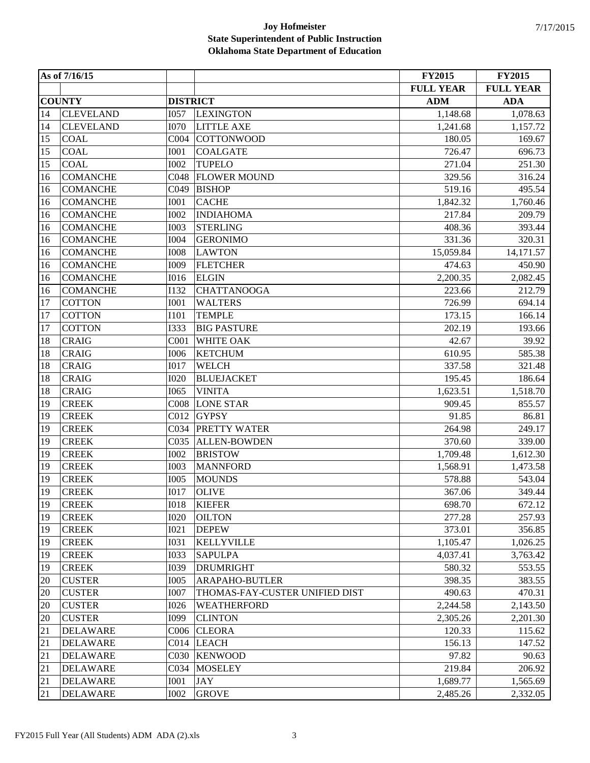**Joy Hofmeister**
**State Superintendent of Public Instruction**
**Oklahoma State Department of Education**

| As of 7/16/15 | | | | FY2015 | FY2015 |
|---|---|---|---|---|---|
| | | | | FULL YEAR | FULL YEAR |
| COUNTY | | DISTRICT | | ADM | ADA |
| 14 | CLEVELAND | I057 | LEXINGTON | 1,148.68 | 1,078.63 |
| 14 | CLEVELAND | I070 | LITTLE AXE | 1,241.68 | 1,157.72 |
| 15 | COAL | C004 | COTTONWOOD | 180.05 | 169.67 |
| 15 | COAL | I001 | COALGATE | 726.47 | 696.73 |
| 15 | COAL | I002 | TUPELO | 271.04 | 251.30 |
| 16 | COMANCHE | C048 | FLOWER MOUND | 329.56 | 316.24 |
| 16 | COMANCHE | C049 | BISHOP | 519.16 | 495.54 |
| 16 | COMANCHE | I001 | CACHE | 1,842.32 | 1,760.46 |
| 16 | COMANCHE | I002 | INDIAHOMA | 217.84 | 209.79 |
| 16 | COMANCHE | I003 | STERLING | 408.36 | 393.44 |
| 16 | COMANCHE | I004 | GERONIMO | 331.36 | 320.31 |
| 16 | COMANCHE | I008 | LAWTON | 15,059.84 | 14,171.57 |
| 16 | COMANCHE | I009 | FLETCHER | 474.63 | 450.90 |
| 16 | COMANCHE | I016 | ELGIN | 2,200.35 | 2,082.45 |
| 16 | COMANCHE | I132 | CHATTANOOGA | 223.66 | 212.79 |
| 17 | COTTON | I001 | WALTERS | 726.99 | 694.14 |
| 17 | COTTON | I101 | TEMPLE | 173.15 | 166.14 |
| 17 | COTTON | I333 | BIG PASTURE | 202.19 | 193.66 |
| 18 | CRAIG | C001 | WHITE OAK | 42.67 | 39.92 |
| 18 | CRAIG | I006 | KETCHUM | 610.95 | 585.38 |
| 18 | CRAIG | I017 | WELCH | 337.58 | 321.48 |
| 18 | CRAIG | I020 | BLUEJACKET | 195.45 | 186.64 |
| 18 | CRAIG | I065 | VINITA | 1,623.51 | 1,518.70 |
| 19 | CREEK | C008 | LONE STAR | 909.45 | 855.57 |
| 19 | CREEK | C012 | GYPSY | 91.85 | 86.81 |
| 19 | CREEK | C034 | PRETTY WATER | 264.98 | 249.17 |
| 19 | CREEK | C035 | ALLEN-BOWDEN | 370.60 | 339.00 |
| 19 | CREEK | I002 | BRISTOW | 1,709.48 | 1,612.30 |
| 19 | CREEK | I003 | MANNFORD | 1,568.91 | 1,473.58 |
| 19 | CREEK | I005 | MOUNDS | 578.88 | 543.04 |
| 19 | CREEK | I017 | OLIVE | 367.06 | 349.44 |
| 19 | CREEK | I018 | KIEFER | 698.70 | 672.12 |
| 19 | CREEK | I020 | OILTON | 277.28 | 257.93 |
| 19 | CREEK | I021 | DEPEW | 373.01 | 356.85 |
| 19 | CREEK | I031 | KELLYVILLE | 1,105.47 | 1,026.25 |
| 19 | CREEK | I033 | SAPULPA | 4,037.41 | 3,763.42 |
| 19 | CREEK | I039 | DRUMRIGHT | 580.32 | 553.55 |
| 20 | CUSTER | I005 | ARAPAHO-BUTLER | 398.35 | 383.55 |
| 20 | CUSTER | I007 | THOMAS-FAY-CUSTER UNIFIED DIST | 490.63 | 470.31 |
| 20 | CUSTER | I026 | WEATHERFORD | 2,244.58 | 2,143.50 |
| 20 | CUSTER | I099 | CLINTON | 2,305.26 | 2,201.30 |
| 21 | DELAWARE | C006 | CLEORA | 120.33 | 115.62 |
| 21 | DELAWARE | C014 | LEACH | 156.13 | 147.52 |
| 21 | DELAWARE | C030 | KENWOOD | 97.82 | 90.63 |
| 21 | DELAWARE | C034 | MOSELEY | 219.84 | 206.92 |
| 21 | DELAWARE | I001 | JAY | 1,689.77 | 1,565.69 |
| 21 | DELAWARE | I002 | GROVE | 2,485.26 | 2,332.05 |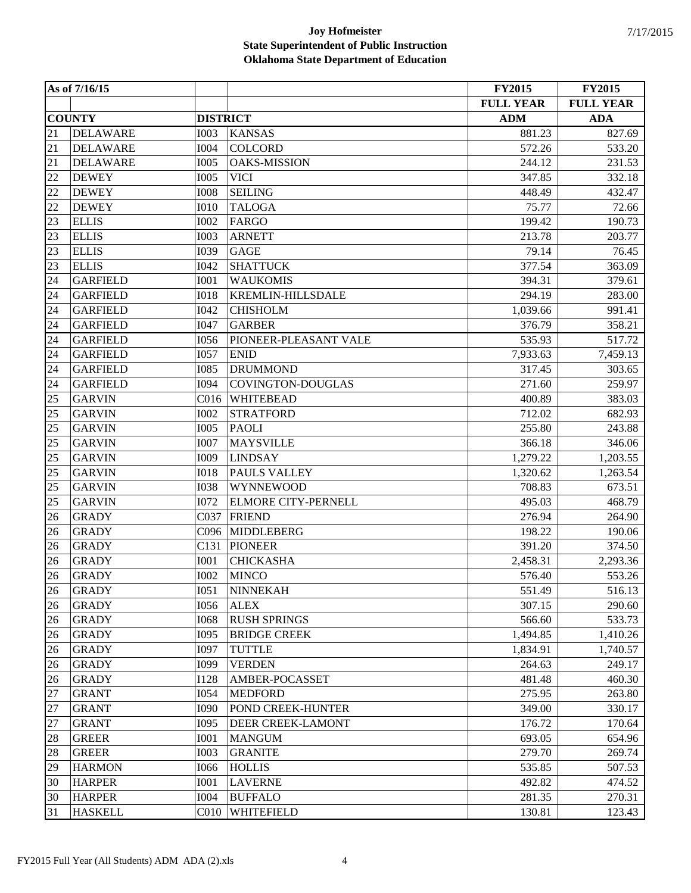**Joy Hofmeister**
**State Superintendent of Public Instruction**
**Oklahoma State Department of Education**

| As of 7/16/15 | | | | FY2015 | FY2015 |
|---|---|---|---|---|---|
| | | | | FULL YEAR | FULL YEAR |
| COUNTY | | DISTRICT | | ADM | ADA |
| 21 | DELAWARE | I003 | KANSAS | 881.23 | 827.69 |
| 21 | DELAWARE | I004 | COLCORD | 572.26 | 533.20 |
| 21 | DELAWARE | I005 | OAKS-MISSION | 244.12 | 231.53 |
| 22 | DEWEY | I005 | VICI | 347.85 | 332.18 |
| 22 | DEWEY | I008 | SEILING | 448.49 | 432.47 |
| 22 | DEWEY | I010 | TALOGA | 75.77 | 72.66 |
| 23 | ELLIS | I002 | FARGO | 199.42 | 190.73 |
| 23 | ELLIS | I003 | ARNETT | 213.78 | 203.77 |
| 23 | ELLIS | I039 | GAGE | 79.14 | 76.45 |
| 23 | ELLIS | I042 | SHATTUCK | 377.54 | 363.09 |
| 24 | GARFIELD | I001 | WAUKOMIS | 394.31 | 379.61 |
| 24 | GARFIELD | I018 | KREMLIN-HILLSDALE | 294.19 | 283.00 |
| 24 | GARFIELD | I042 | CHISHOLM | 1,039.66 | 991.41 |
| 24 | GARFIELD | I047 | GARBER | 376.79 | 358.21 |
| 24 | GARFIELD | I056 | PIONEER-PLEASANT VALE | 535.93 | 517.72 |
| 24 | GARFIELD | I057 | ENID | 7,933.63 | 7,459.13 |
| 24 | GARFIELD | I085 | DRUMMOND | 317.45 | 303.65 |
| 24 | GARFIELD | I094 | COVINGTON-DOUGLAS | 271.60 | 259.97 |
| 25 | GARVIN | C016 | WHITEBEAD | 400.89 | 383.03 |
| 25 | GARVIN | I002 | STRATFORD | 712.02 | 682.93 |
| 25 | GARVIN | I005 | PAOLI | 255.80 | 243.88 |
| 25 | GARVIN | I007 | MAYSVILLE | 366.18 | 346.06 |
| 25 | GARVIN | I009 | LINDSAY | 1,279.22 | 1,203.55 |
| 25 | GARVIN | I018 | PAULS VALLEY | 1,320.62 | 1,263.54 |
| 25 | GARVIN | I038 | WYNNEWOOD | 708.83 | 673.51 |
| 25 | GARVIN | I072 | ELMORE CITY-PERNELL | 495.03 | 468.79 |
| 26 | GRADY | C037 | FRIEND | 276.94 | 264.90 |
| 26 | GRADY | C096 | MIDDLEBERG | 198.22 | 190.06 |
| 26 | GRADY | C131 | PIONEER | 391.20 | 374.50 |
| 26 | GRADY | I001 | CHICKASHA | 2,458.31 | 2,293.36 |
| 26 | GRADY | I002 | MINCO | 576.40 | 553.26 |
| 26 | GRADY | I051 | NINNEKAH | 551.49 | 516.13 |
| 26 | GRADY | I056 | ALEX | 307.15 | 290.60 |
| 26 | GRADY | I068 | RUSH SPRINGS | 566.60 | 533.73 |
| 26 | GRADY | I095 | BRIDGE CREEK | 1,494.85 | 1,410.26 |
| 26 | GRADY | I097 | TUTTLE | 1,834.91 | 1,740.57 |
| 26 | GRADY | I099 | VERDEN | 264.63 | 249.17 |
| 26 | GRADY | I128 | AMBER-POCASSET | 481.48 | 460.30 |
| 27 | GRANT | I054 | MEDFORD | 275.95 | 263.80 |
| 27 | GRANT | I090 | POND CREEK-HUNTER | 349.00 | 330.17 |
| 27 | GRANT | I095 | DEER CREEK-LAMONT | 176.72 | 170.64 |
| 28 | GREER | I001 | MANGUM | 693.05 | 654.96 |
| 28 | GREER | I003 | GRANITE | 279.70 | 269.74 |
| 29 | HARMON | I066 | HOLLIS | 535.85 | 507.53 |
| 30 | HARPER | I001 | LAVERNE | 492.82 | 474.52 |
| 30 | HARPER | I004 | BUFFALO | 281.35 | 270.31 |
| 31 | HASKELL | C010 | WHITEFIELD | 130.81 | 123.43 |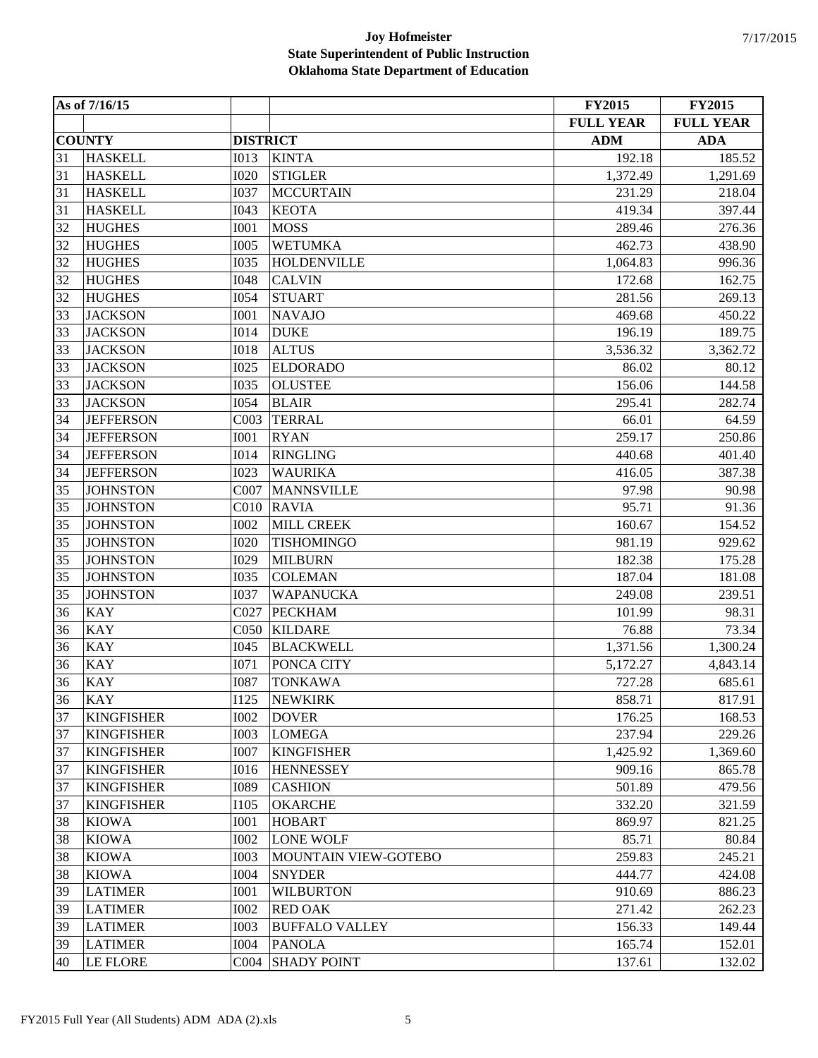**Joy Hofmeister**
**State Superintendent of Public Instruction**
**Oklahoma State Department of Education**

| As of 7/16/15 | | | | FY2015 | FY2015 |
|---|---|---|---|---|---|
| | | | | FULL YEAR | FULL YEAR |
| COUNTY | | DISTRICT | | ADM | ADA |
| 31 | HASKELL | I013 | KINTA | 192.18 | 185.52 |
| 31 | HASKELL | I020 | STIGLER | 1,372.49 | 1,291.69 |
| 31 | HASKELL | I037 | MCCURTAIN | 231.29 | 218.04 |
| 31 | HASKELL | I043 | KEOTA | 419.34 | 397.44 |
| 32 | HUGHES | I001 | MOSS | 289.46 | 276.36 |
| 32 | HUGHES | I005 | WETUMKA | 462.73 | 438.90 |
| 32 | HUGHES | I035 | HOLDENVILLE | 1,064.83 | 996.36 |
| 32 | HUGHES | I048 | CALVIN | 172.68 | 162.75 |
| 32 | HUGHES | I054 | STUART | 281.56 | 269.13 |
| 33 | JACKSON | I001 | NAVAJO | 469.68 | 450.22 |
| 33 | JACKSON | I014 | DUKE | 196.19 | 189.75 |
| 33 | JACKSON | I018 | ALTUS | 3,536.32 | 3,362.72 |
| 33 | JACKSON | I025 | ELDORADO | 86.02 | 80.12 |
| 33 | JACKSON | I035 | OLUSTEE | 156.06 | 144.58 |
| 33 | JACKSON | I054 | BLAIR | 295.41 | 282.74 |
| 34 | JEFFERSON | C003 | TERRAL | 66.01 | 64.59 |
| 34 | JEFFERSON | I001 | RYAN | 259.17 | 250.86 |
| 34 | JEFFERSON | I014 | RINGLING | 440.68 | 401.40 |
| 34 | JEFFERSON | I023 | WAURIKA | 416.05 | 387.38 |
| 35 | JOHNSTON | C007 | MANNSVILLE | 97.98 | 90.98 |
| 35 | JOHNSTON | C010 | RAVIA | 95.71 | 91.36 |
| 35 | JOHNSTON | I002 | MILL CREEK | 160.67 | 154.52 |
| 35 | JOHNSTON | I020 | TISHOMINGO | 981.19 | 929.62 |
| 35 | JOHNSTON | I029 | MILBURN | 182.38 | 175.28 |
| 35 | JOHNSTON | I035 | COLEMAN | 187.04 | 181.08 |
| 35 | JOHNSTON | I037 | WAPANUCKA | 249.08 | 239.51 |
| 36 | KAY | C027 | PECKHAM | 101.99 | 98.31 |
| 36 | KAY | C050 | KILDARE | 76.88 | 73.34 |
| 36 | KAY | I045 | BLACKWELL | 1,371.56 | 1,300.24 |
| 36 | KAY | I071 | PONCA CITY | 5,172.27 | 4,843.14 |
| 36 | KAY | I087 | TONKAWA | 727.28 | 685.61 |
| 36 | KAY | I125 | NEWKIRK | 858.71 | 817.91 |
| 37 | KINGFISHER | I002 | DOVER | 176.25 | 168.53 |
| 37 | KINGFISHER | I003 | LOMEGA | 237.94 | 229.26 |
| 37 | KINGFISHER | I007 | KINGFISHER | 1,425.92 | 1,369.60 |
| 37 | KINGFISHER | I016 | HENNESSEY | 909.16 | 865.78 |
| 37 | KINGFISHER | I089 | CASHION | 501.89 | 479.56 |
| 37 | KINGFISHER | I105 | OKARCHE | 332.20 | 321.59 |
| 38 | KIOWA | I001 | HOBART | 869.97 | 821.25 |
| 38 | KIOWA | I002 | LONE WOLF | 85.71 | 80.84 |
| 38 | KIOWA | I003 | MOUNTAIN VIEW-GOTEBO | 259.83 | 245.21 |
| 38 | KIOWA | I004 | SNYDER | 444.77 | 424.08 |
| 39 | LATIMER | I001 | WILBURTON | 910.69 | 886.23 |
| 39 | LATIMER | I002 | RED OAK | 271.42 | 262.23 |
| 39 | LATIMER | I003 | BUFFALO VALLEY | 156.33 | 149.44 |
| 39 | LATIMER | I004 | PANOLA | 165.74 | 152.01 |
| 40 | LE FLORE | C004 | SHADY POINT | 137.61 | 132.02 |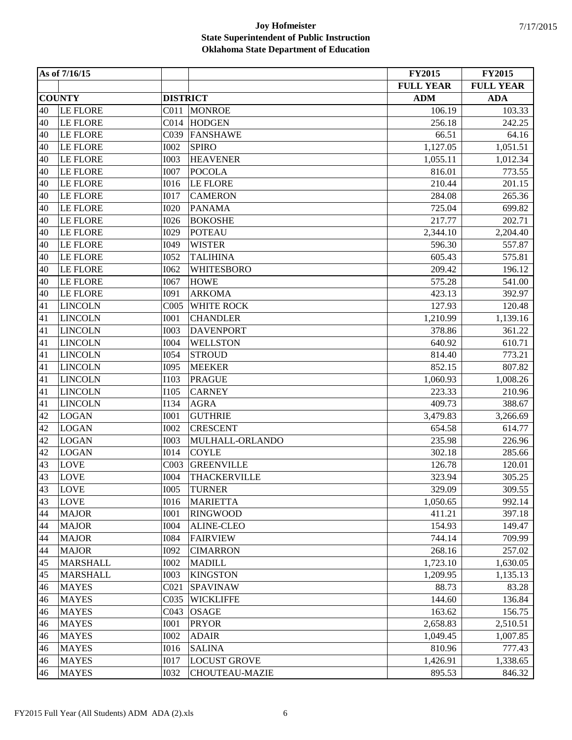**Joy Hofmeister**
**State Superintendent of Public Instruction**
**Oklahoma State Department of Education**

| As of 7/16/15 | | | | FY2015 | FY2015 |
|---|---|---|---|---|---|
| | | | | FULL YEAR | FULL YEAR |
| COUNTY | | DISTRICT | | ADM | ADA |
| 40 | LE FLORE | C011 | MONROE | 106.19 | 103.33 |
| 40 | LE FLORE | C014 | HODGEN | 256.18 | 242.25 |
| 40 | LE FLORE | C039 | FANSHAWE | 66.51 | 64.16 |
| 40 | LE FLORE | I002 | SPIRO | 1,127.05 | 1,051.51 |
| 40 | LE FLORE | I003 | HEAVENER | 1,055.11 | 1,012.34 |
| 40 | LE FLORE | I007 | POCOLA | 816.01 | 773.55 |
| 40 | LE FLORE | I016 | LE FLORE | 210.44 | 201.15 |
| 40 | LE FLORE | I017 | CAMERON | 284.08 | 265.36 |
| 40 | LE FLORE | I020 | PANAMA | 725.04 | 699.82 |
| 40 | LE FLORE | I026 | BOKOSHE | 217.77 | 202.71 |
| 40 | LE FLORE | I029 | POTEAU | 2,344.10 | 2,204.40 |
| 40 | LE FLORE | I049 | WISTER | 596.30 | 557.87 |
| 40 | LE FLORE | I052 | TALIHINA | 605.43 | 575.81 |
| 40 | LE FLORE | I062 | WHITESBORO | 209.42 | 196.12 |
| 40 | LE FLORE | I067 | HOWE | 575.28 | 541.00 |
| 40 | LE FLORE | I091 | ARKOMA | 423.13 | 392.97 |
| 41 | LINCOLN | C005 | WHITE ROCK | 127.93 | 120.48 |
| 41 | LINCOLN | I001 | CHANDLER | 1,210.99 | 1,139.16 |
| 41 | LINCOLN | I003 | DAVENPORT | 378.86 | 361.22 |
| 41 | LINCOLN | I004 | WELLSTON | 640.92 | 610.71 |
| 41 | LINCOLN | I054 | STROUD | 814.40 | 773.21 |
| 41 | LINCOLN | I095 | MEEKER | 852.15 | 807.82 |
| 41 | LINCOLN | I103 | PRAGUE | 1,060.93 | 1,008.26 |
| 41 | LINCOLN | I105 | CARNEY | 223.33 | 210.96 |
| 41 | LINCOLN | I134 | AGRA | 409.73 | 388.67 |
| 42 | LOGAN | I001 | GUTHRIE | 3,479.83 | 3,266.69 |
| 42 | LOGAN | I002 | CRESCENT | 654.58 | 614.77 |
| 42 | LOGAN | I003 | MULHALL-ORLANDO | 235.98 | 226.96 |
| 42 | LOGAN | I014 | COYLE | 302.18 | 285.66 |
| 43 | LOVE | C003 | GREENVILLE | 126.78 | 120.01 |
| 43 | LOVE | I004 | THACKERVILLE | 323.94 | 305.25 |
| 43 | LOVE | I005 | TURNER | 329.09 | 309.55 |
| 43 | LOVE | I016 | MARIETTA | 1,050.65 | 992.14 |
| 44 | MAJOR | I001 | RINGWOOD | 411.21 | 397.18 |
| 44 | MAJOR | I004 | ALINE-CLEO | 154.93 | 149.47 |
| 44 | MAJOR | I084 | FAIRVIEW | 744.14 | 709.99 |
| 44 | MAJOR | I092 | CIMARRON | 268.16 | 257.02 |
| 45 | MARSHALL | I002 | MADILL | 1,723.10 | 1,630.05 |
| 45 | MARSHALL | I003 | KINGSTON | 1,209.95 | 1,135.13 |
| 46 | MAYES | C021 | SPAVINAW | 88.73 | 83.28 |
| 46 | MAYES | C035 | WICKLIFFE | 144.60 | 136.84 |
| 46 | MAYES | C043 | OSAGE | 163.62 | 156.75 |
| 46 | MAYES | I001 | PRYOR | 2,658.83 | 2,510.51 |
| 46 | MAYES | I002 | ADAIR | 1,049.45 | 1,007.85 |
| 46 | MAYES | I016 | SALINA | 810.96 | 777.43 |
| 46 | MAYES | I017 | LOCUST GROVE | 1,426.91 | 1,338.65 |
| 46 | MAYES | I032 | CHOUTEAU-MAZIE | 895.53 | 846.32 |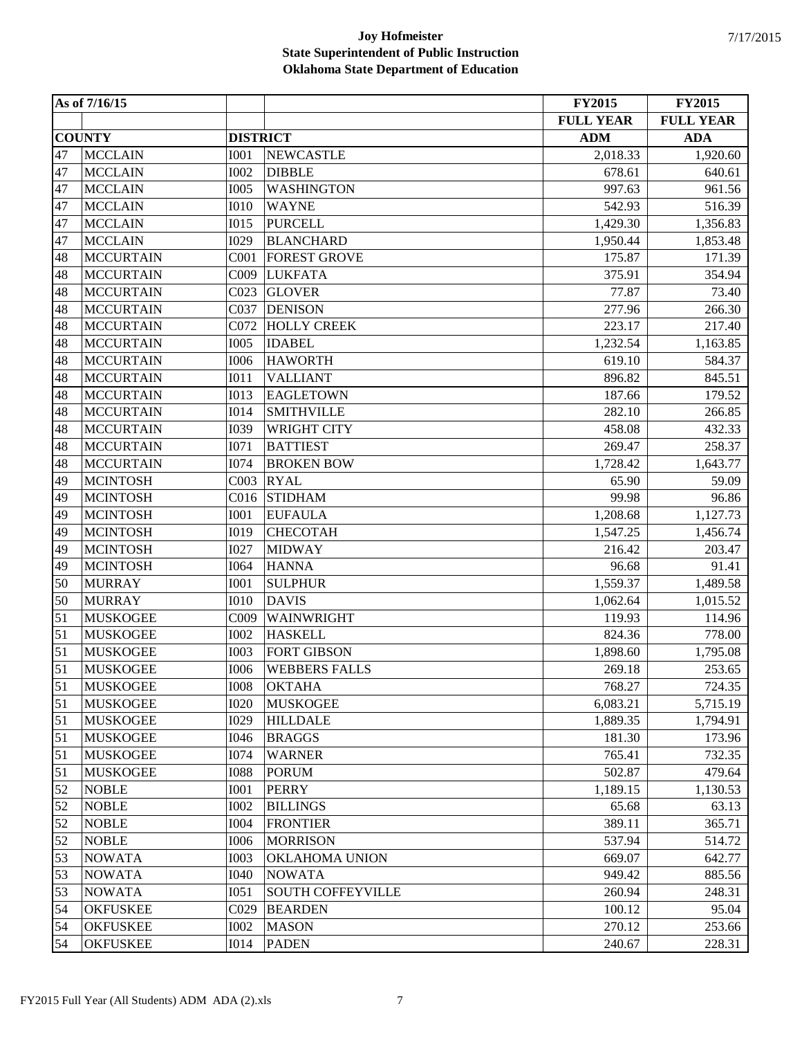**Joy Hofmeister**
**State Superintendent of Public Instruction**
**Oklahoma State Department of Education**

7/17/2015

| As of 7/16/15 | | | | FY2015 | FY2015 |
|---|---|---|---|---|---|
| | | | | FULL YEAR | FULL YEAR |
| COUNTY | | DISTRICT | | ADM | ADA |
| 47 | MCCLAIN | I001 | NEWCASTLE | 2,018.33 | 1,920.60 |
| 47 | MCCLAIN | I002 | DIBBLE | 678.61 | 640.61 |
| 47 | MCCLAIN | I005 | WASHINGTON | 997.63 | 961.56 |
| 47 | MCCLAIN | I010 | WAYNE | 542.93 | 516.39 |
| 47 | MCCLAIN | I015 | PURCELL | 1,429.30 | 1,356.83 |
| 47 | MCCLAIN | I029 | BLANCHARD | 1,950.44 | 1,853.48 |
| 48 | MCCURTAIN | C001 | FOREST GROVE | 175.87 | 171.39 |
| 48 | MCCURTAIN | C009 | LUKFATA | 375.91 | 354.94 |
| 48 | MCCURTAIN | C023 | GLOVER | 77.87 | 73.40 |
| 48 | MCCURTAIN | C037 | DENISON | 277.96 | 266.30 |
| 48 | MCCURTAIN | C072 | HOLLY CREEK | 223.17 | 217.40 |
| 48 | MCCURTAIN | I005 | IDABEL | 1,232.54 | 1,163.85 |
| 48 | MCCURTAIN | I006 | HAWORTH | 619.10 | 584.37 |
| 48 | MCCURTAIN | I011 | VALLIANT | 896.82 | 845.51 |
| 48 | MCCURTAIN | I013 | EAGLETOWN | 187.66 | 179.52 |
| 48 | MCCURTAIN | I014 | SMITHVILLE | 282.10 | 266.85 |
| 48 | MCCURTAIN | I039 | WRIGHT CITY | 458.08 | 432.33 |
| 48 | MCCURTAIN | I071 | BATTIEST | 269.47 | 258.37 |
| 48 | MCCURTAIN | I074 | BROKEN BOW | 1,728.42 | 1,643.77 |
| 49 | MCINTOSH | C003 | RYAL | 65.90 | 59.09 |
| 49 | MCINTOSH | C016 | STIDHAM | 99.98 | 96.86 |
| 49 | MCINTOSH | I001 | EUFAULA | 1,208.68 | 1,127.73 |
| 49 | MCINTOSH | I019 | CHECOTAH | 1,547.25 | 1,456.74 |
| 49 | MCINTOSH | I027 | MIDWAY | 216.42 | 203.47 |
| 49 | MCINTOSH | I064 | HANNA | 96.68 | 91.41 |
| 50 | MURRAY | I001 | SULPHUR | 1,559.37 | 1,489.58 |
| 50 | MURRAY | I010 | DAVIS | 1,062.64 | 1,015.52 |
| 51 | MUSKOGEE | C009 | WAINWRIGHT | 119.93 | 114.96 |
| 51 | MUSKOGEE | I002 | HASKELL | 824.36 | 778.00 |
| 51 | MUSKOGEE | I003 | FORT GIBSON | 1,898.60 | 1,795.08 |
| 51 | MUSKOGEE | I006 | WEBBERS FALLS | 269.18 | 253.65 |
| 51 | MUSKOGEE | I008 | OKTAHA | 768.27 | 724.35 |
| 51 | MUSKOGEE | I020 | MUSKOGEE | 6,083.21 | 5,715.19 |
| 51 | MUSKOGEE | I029 | HILLDALE | 1,889.35 | 1,794.91 |
| 51 | MUSKOGEE | I046 | BRAGGS | 181.30 | 173.96 |
| 51 | MUSKOGEE | I074 | WARNER | 765.41 | 732.35 |
| 51 | MUSKOGEE | I088 | PORUM | 502.87 | 479.64 |
| 52 | NOBLE | I001 | PERRY | 1,189.15 | 1,130.53 |
| 52 | NOBLE | I002 | BILLINGS | 65.68 | 63.13 |
| 52 | NOBLE | I004 | FRONTIER | 389.11 | 365.71 |
| 52 | NOBLE | I006 | MORRISON | 537.94 | 514.72 |
| 53 | NOWATA | I003 | OKLAHOMA UNION | 669.07 | 642.77 |
| 53 | NOWATA | I040 | NOWATA | 949.42 | 885.56 |
| 53 | NOWATA | I051 | SOUTH COFFEYVILLE | 260.94 | 248.31 |
| 54 | OKFUSKEE | C029 | BEARDEN | 100.12 | 95.04 |
| 54 | OKFUSKEE | I002 | MASON | 270.12 | 253.66 |
| 54 | OKFUSKEE | I014 | PADEN | 240.67 | 228.31 |

FY2015 Full Year (All Students) ADM ADA (2).xls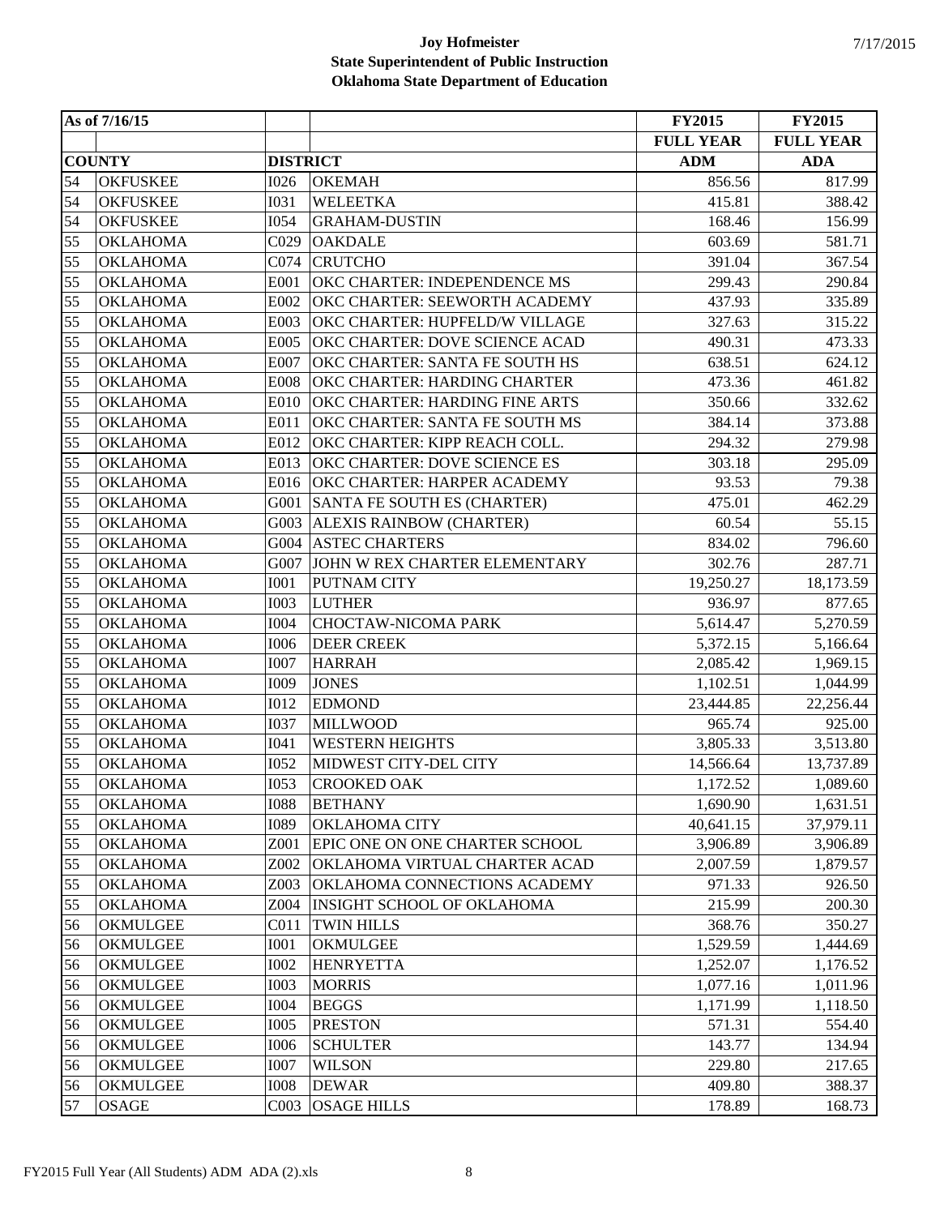**Joy Hofmeister**
**State Superintendent of Public Instruction**
**Oklahoma State Department of Education**

| As of 7/16/15 | | | | FY2015 | FY2015 |
|---|---|---|---|---|---|
| | | | | FULL YEAR | FULL YEAR |
| COUNTY | | DISTRICT | | ADM | ADA |
| 54 | OKFUSKEE | I026 | OKEMAH | 856.56 | 817.99 |
| 54 | OKFUSKEE | I031 | WELEETKA | 415.81 | 388.42 |
| 54 | OKFUSKEE | I054 | GRAHAM-DUSTIN | 168.46 | 156.99 |
| 55 | OKLAHOMA | C029 | OAKDALE | 603.69 | 581.71 |
| 55 | OKLAHOMA | C074 | CRUTCHO | 391.04 | 367.54 |
| 55 | OKLAHOMA | E001 | OKC CHARTER: INDEPENDENCE MS | 299.43 | 290.84 |
| 55 | OKLAHOMA | E002 | OKC CHARTER: SEEWORTH ACADEMY | 437.93 | 335.89 |
| 55 | OKLAHOMA | E003 | OKC CHARTER: HUPFELD/W VILLAGE | 327.63 | 315.22 |
| 55 | OKLAHOMA | E005 | OKC CHARTER: DOVE SCIENCE ACAD | 490.31 | 473.33 |
| 55 | OKLAHOMA | E007 | OKC CHARTER: SANTA FE SOUTH HS | 638.51 | 624.12 |
| 55 | OKLAHOMA | E008 | OKC CHARTER: HARDING CHARTER | 473.36 | 461.82 |
| 55 | OKLAHOMA | E010 | OKC CHARTER: HARDING FINE ARTS | 350.66 | 332.62 |
| 55 | OKLAHOMA | E011 | OKC CHARTER: SANTA FE SOUTH MS | 384.14 | 373.88 |
| 55 | OKLAHOMA | E012 | OKC CHARTER: KIPP REACH COLL. | 294.32 | 279.98 |
| 55 | OKLAHOMA | E013 | OKC CHARTER: DOVE SCIENCE ES | 303.18 | 295.09 |
| 55 | OKLAHOMA | E016 | OKC CHARTER: HARPER ACADEMY | 93.53 | 79.38 |
| 55 | OKLAHOMA | G001 | SANTA FE SOUTH ES (CHARTER) | 475.01 | 462.29 |
| 55 | OKLAHOMA | G003 | ALEXIS RAINBOW (CHARTER) | 60.54 | 55.15 |
| 55 | OKLAHOMA | G004 | ASTEC CHARTERS | 834.02 | 796.60 |
| 55 | OKLAHOMA | G007 | JOHN W REX CHARTER ELEMENTARY | 302.76 | 287.71 |
| 55 | OKLAHOMA | I001 | PUTNAM CITY | 19,250.27 | 18,173.59 |
| 55 | OKLAHOMA | I003 | LUTHER | 936.97 | 877.65 |
| 55 | OKLAHOMA | I004 | CHOCTAW-NICOMA PARK | 5,614.47 | 5,270.59 |
| 55 | OKLAHOMA | I006 | DEER CREEK | 5,372.15 | 5,166.64 |
| 55 | OKLAHOMA | I007 | HARRAH | 2,085.42 | 1,969.15 |
| 55 | OKLAHOMA | I009 | JONES | 1,102.51 | 1,044.99 |
| 55 | OKLAHOMA | I012 | EDMOND | 23,444.85 | 22,256.44 |
| 55 | OKLAHOMA | I037 | MILLWOOD | 965.74 | 925.00 |
| 55 | OKLAHOMA | I041 | WESTERN HEIGHTS | 3,805.33 | 3,513.80 |
| 55 | OKLAHOMA | I052 | MIDWEST CITY-DEL CITY | 14,566.64 | 13,737.89 |
| 55 | OKLAHOMA | I053 | CROOKED OAK | 1,172.52 | 1,089.60 |
| 55 | OKLAHOMA | I088 | BETHANY | 1,690.90 | 1,631.51 |
| 55 | OKLAHOMA | I089 | OKLAHOMA CITY | 40,641.15 | 37,979.11 |
| 55 | OKLAHOMA | Z001 | EPIC ONE ON ONE CHARTER SCHOOL | 3,906.89 | 3,906.89 |
| 55 | OKLAHOMA | Z002 | OKLAHOMA VIRTUAL CHARTER ACAD | 2,007.59 | 1,879.57 |
| 55 | OKLAHOMA | Z003 | OKLAHOMA CONNECTIONS ACADEMY | 971.33 | 926.50 |
| 55 | OKLAHOMA | Z004 | INSIGHT SCHOOL OF OKLAHOMA | 215.99 | 200.30 |
| 56 | OKMULGEE | C011 | TWIN HILLS | 368.76 | 350.27 |
| 56 | OKMULGEE | I001 | OKMULGEE | 1,529.59 | 1,444.69 |
| 56 | OKMULGEE | I002 | HENRYETTA | 1,252.07 | 1,176.52 |
| 56 | OKMULGEE | I003 | MORRIS | 1,077.16 | 1,011.96 |
| 56 | OKMULGEE | I004 | BEGGS | 1,171.99 | 1,118.50 |
| 56 | OKMULGEE | I005 | PRESTON | 571.31 | 554.40 |
| 56 | OKMULGEE | I006 | SCHULTER | 143.77 | 134.94 |
| 56 | OKMULGEE | I007 | WILSON | 229.80 | 217.65 |
| 56 | OKMULGEE | I008 | DEWAR | 409.80 | 388.37 |
| 57 | OSAGE | C003 | OSAGE HILLS | 178.89 | 168.73 |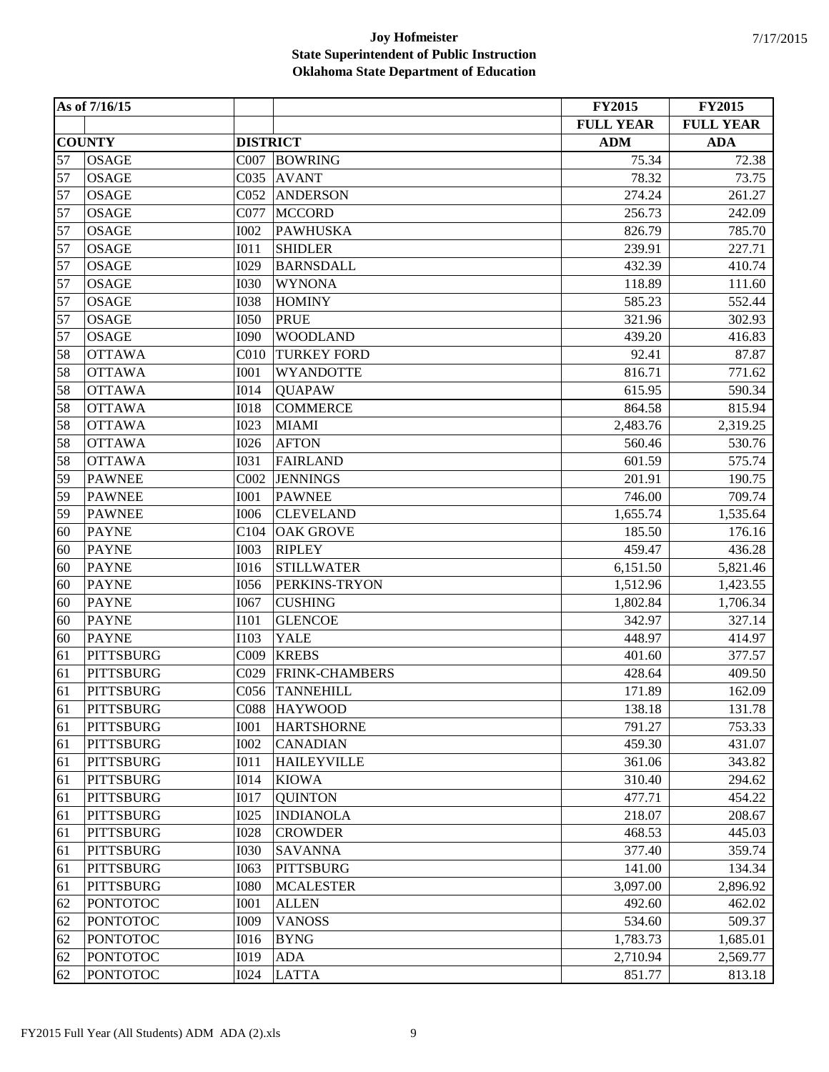**Joy Hofmeister**
**State Superintendent of Public Instruction**
**Oklahoma State Department of Education**

| As of 7/16/15 | | | | FY2015 | FY2015 |
|---|---|---|---|---|---|
| | | | | FULL YEAR | FULL YEAR |
| COUNTY | | DISTRICT | | ADM | ADA |
| 57 | OSAGE | C007 | BOWRING | 75.34 | 72.38 |
| 57 | OSAGE | C035 | AVANT | 78.32 | 73.75 |
| 57 | OSAGE | C052 | ANDERSON | 274.24 | 261.27 |
| 57 | OSAGE | C077 | MCCORD | 256.73 | 242.09 |
| 57 | OSAGE | I002 | PAWHUSKA | 826.79 | 785.70 |
| 57 | OSAGE | I011 | SHIDLER | 239.91 | 227.71 |
| 57 | OSAGE | I029 | BARNSDALL | 432.39 | 410.74 |
| 57 | OSAGE | I030 | WYNONA | 118.89 | 111.60 |
| 57 | OSAGE | I038 | HOMINY | 585.23 | 552.44 |
| 57 | OSAGE | I050 | PRUE | 321.96 | 302.93 |
| 57 | OSAGE | I090 | WOODLAND | 439.20 | 416.83 |
| 58 | OTTAWA | C010 | TURKEY FORD | 92.41 | 87.87 |
| 58 | OTTAWA | I001 | WYANDOTTE | 816.71 | 771.62 |
| 58 | OTTAWA | I014 | QUAPAW | 615.95 | 590.34 |
| 58 | OTTAWA | I018 | COMMERCE | 864.58 | 815.94 |
| 58 | OTTAWA | I023 | MIAMI | 2,483.76 | 2,319.25 |
| 58 | OTTAWA | I026 | AFTON | 560.46 | 530.76 |
| 58 | OTTAWA | I031 | FAIRLAND | 601.59 | 575.74 |
| 59 | PAWNEE | C002 | JENNINGS | 201.91 | 190.75 |
| 59 | PAWNEE | I001 | PAWNEE | 746.00 | 709.74 |
| 59 | PAWNEE | I006 | CLEVELAND | 1,655.74 | 1,535.64 |
| 60 | PAYNE | C104 | OAK GROVE | 185.50 | 176.16 |
| 60 | PAYNE | I003 | RIPLEY | 459.47 | 436.28 |
| 60 | PAYNE | I016 | STILLWATER | 6,151.50 | 5,821.46 |
| 60 | PAYNE | I056 | PERKINS-TRYON | 1,512.96 | 1,423.55 |
| 60 | PAYNE | I067 | CUSHING | 1,802.84 | 1,706.34 |
| 60 | PAYNE | I101 | GLENCOE | 342.97 | 327.14 |
| 60 | PAYNE | I103 | YALE | 448.97 | 414.97 |
| 61 | PITTSBURG | C009 | KREBS | 401.60 | 377.57 |
| 61 | PITTSBURG | C029 | FRINK-CHAMBERS | 428.64 | 409.50 |
| 61 | PITTSBURG | C056 | TANNEHILL | 171.89 | 162.09 |
| 61 | PITTSBURG | C088 | HAYWOOD | 138.18 | 131.78 |
| 61 | PITTSBURG | I001 | HARTSHORNE | 791.27 | 753.33 |
| 61 | PITTSBURG | I002 | CANADIAN | 459.30 | 431.07 |
| 61 | PITTSBURG | I011 | HAILEYVILLE | 361.06 | 343.82 |
| 61 | PITTSBURG | I014 | KIOWA | 310.40 | 294.62 |
| 61 | PITTSBURG | I017 | QUINTON | 477.71 | 454.22 |
| 61 | PITTSBURG | I025 | INDIANOLA | 218.07 | 208.67 |
| 61 | PITTSBURG | I028 | CROWDER | 468.53 | 445.03 |
| 61 | PITTSBURG | I030 | SAVANNA | 377.40 | 359.74 |
| 61 | PITTSBURG | I063 | PITTSBURG | 141.00 | 134.34 |
| 61 | PITTSBURG | I080 | MCALESTER | 3,097.00 | 2,896.92 |
| 62 | PONTOTOC | I001 | ALLEN | 492.60 | 462.02 |
| 62 | PONTOTOC | I009 | VANOSS | 534.60 | 509.37 |
| 62 | PONTOTOC | I016 | BYNG | 1,783.73 | 1,685.01 |
| 62 | PONTOTOC | I019 | ADA | 2,710.94 | 2,569.77 |
| 62 | PONTOTOC | I024 | LATTA | 851.77 | 813.18 |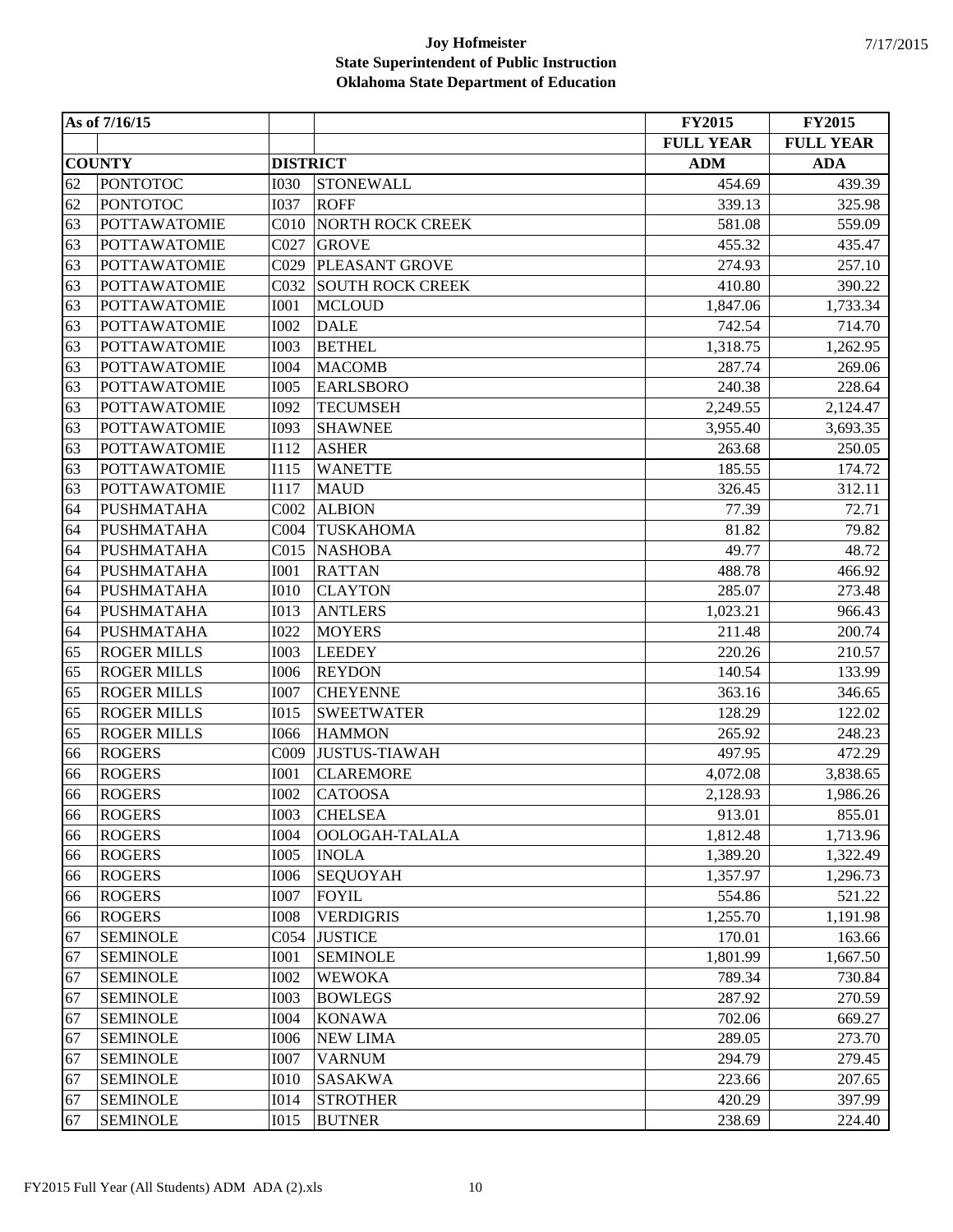**Joy Hofmeister**
**State Superintendent of Public Instruction**
**Oklahoma State Department of Education**

7/17/2015

| As of 7/16/15 | | | | FY2015 | FY2015 |
|---|---|---|---|---|---|
| | | | | FULL YEAR | FULL YEAR |
| COUNTY | | DISTRICT | | ADM | ADA |
| 62 | PONTOTOC | I030 | STONEWALL | 454.69 | 439.39 |
| 62 | PONTOTOC | I037 | ROFF | 339.13 | 325.98 |
| 63 | POTTAWATOMIE | C010 | NORTH ROCK CREEK | 581.08 | 559.09 |
| 63 | POTTAWATOMIE | C027 | GROVE | 455.32 | 435.47 |
| 63 | POTTAWATOMIE | C029 | PLEASANT GROVE | 274.93 | 257.10 |
| 63 | POTTAWATOMIE | C032 | SOUTH ROCK CREEK | 410.80 | 390.22 |
| 63 | POTTAWATOMIE | I001 | MCLOUD | 1,847.06 | 1,733.34 |
| 63 | POTTAWATOMIE | I002 | DALE | 742.54 | 714.70 |
| 63 | POTTAWATOMIE | I003 | BETHEL | 1,318.75 | 1,262.95 |
| 63 | POTTAWATOMIE | I004 | MACOMB | 287.74 | 269.06 |
| 63 | POTTAWATOMIE | I005 | EARLSBORO | 240.38 | 228.64 |
| 63 | POTTAWATOMIE | I092 | TECUMSEH | 2,249.55 | 2,124.47 |
| 63 | POTTAWATOMIE | I093 | SHAWNEE | 3,955.40 | 3,693.35 |
| 63 | POTTAWATOMIE | I112 | ASHER | 263.68 | 250.05 |
| 63 | POTTAWATOMIE | I115 | WANETTE | 185.55 | 174.72 |
| 63 | POTTAWATOMIE | I117 | MAUD | 326.45 | 312.11 |
| 64 | PUSHMATAHA | C002 | ALBION | 77.39 | 72.71 |
| 64 | PUSHMATAHA | C004 | TUSKAHOMA | 81.82 | 79.82 |
| 64 | PUSHMATAHA | C015 | NASHOBA | 49.77 | 48.72 |
| 64 | PUSHMATAHA | I001 | RATTAN | 488.78 | 466.92 |
| 64 | PUSHMATAHA | I010 | CLAYTON | 285.07 | 273.48 |
| 64 | PUSHMATAHA | I013 | ANTLERS | 1,023.21 | 966.43 |
| 64 | PUSHMATAHA | I022 | MOYERS | 211.48 | 200.74 |
| 65 | ROGER MILLS | I003 | LEEDEY | 220.26 | 210.57 |
| 65 | ROGER MILLS | I006 | REYDON | 140.54 | 133.99 |
| 65 | ROGER MILLS | I007 | CHEYENNE | 363.16 | 346.65 |
| 65 | ROGER MILLS | I015 | SWEETWATER | 128.29 | 122.02 |
| 65 | ROGER MILLS | I066 | HAMMON | 265.92 | 248.23 |
| 66 | ROGERS | C009 | JUSTUS-TIAWAH | 497.95 | 472.29 |
| 66 | ROGERS | I001 | CLAREMORE | 4,072.08 | 3,838.65 |
| 66 | ROGERS | I002 | CATOOSA | 2,128.93 | 1,986.26 |
| 66 | ROGERS | I003 | CHELSEA | 913.01 | 855.01 |
| 66 | ROGERS | I004 | OOLOGAH-TALALA | 1,812.48 | 1,713.96 |
| 66 | ROGERS | I005 | INOLA | 1,389.20 | 1,322.49 |
| 66 | ROGERS | I006 | SEQUOYAH | 1,357.97 | 1,296.73 |
| 66 | ROGERS | I007 | FOYIL | 554.86 | 521.22 |
| 66 | ROGERS | I008 | VERDIGRIS | 1,255.70 | 1,191.98 |
| 67 | SEMINOLE | C054 | JUSTICE | 170.01 | 163.66 |
| 67 | SEMINOLE | I001 | SEMINOLE | 1,801.99 | 1,667.50 |
| 67 | SEMINOLE | I002 | WEWOKA | 789.34 | 730.84 |
| 67 | SEMINOLE | I003 | BOWLEGS | 287.92 | 270.59 |
| 67 | SEMINOLE | I004 | KONAWA | 702.06 | 669.27 |
| 67 | SEMINOLE | I006 | NEW LIMA | 289.05 | 273.70 |
| 67 | SEMINOLE | I007 | VARNUM | 294.79 | 279.45 |
| 67 | SEMINOLE | I010 | SASAKWA | 223.66 | 207.65 |
| 67 | SEMINOLE | I014 | STROTHER | 420.29 | 397.99 |
| 67 | SEMINOLE | I015 | BUTNER | 238.69 | 224.40 |

FY2015 Full Year (All Students) ADM ADA (2).xls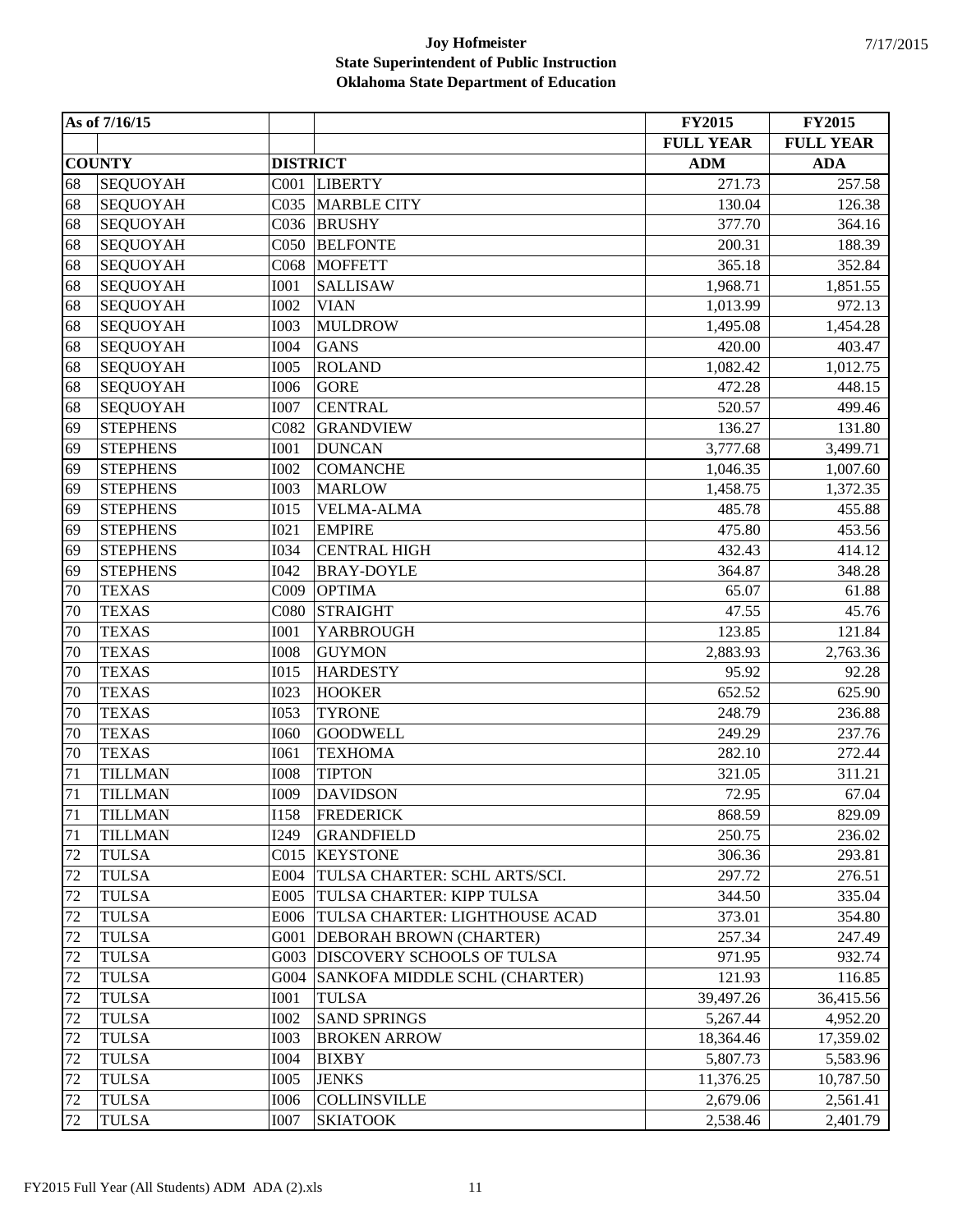**Joy Hofmeister**
**State Superintendent of Public Instruction**
**Oklahoma State Department of Education**

| As of 7/16/15 | | | | FY2015 | FY2015 |
|---|---|---|---|---|---|
| | | | | FULL YEAR | FULL YEAR |
| COUNTY | | DISTRICT | | ADM | ADA |
| 68 | SEQUOYAH | C001 | LIBERTY | 271.73 | 257.58 |
| 68 | SEQUOYAH | C035 | MARBLE CITY | 130.04 | 126.38 |
| 68 | SEQUOYAH | C036 | BRUSHY | 377.70 | 364.16 |
| 68 | SEQUOYAH | C050 | BELFONTE | 200.31 | 188.39 |
| 68 | SEQUOYAH | C068 | MOFFETT | 365.18 | 352.84 |
| 68 | SEQUOYAH | I001 | SALLISAW | 1,968.71 | 1,851.55 |
| 68 | SEQUOYAH | I002 | VIAN | 1,013.99 | 972.13 |
| 68 | SEQUOYAH | I003 | MULDROW | 1,495.08 | 1,454.28 |
| 68 | SEQUOYAH | I004 | GANS | 420.00 | 403.47 |
| 68 | SEQUOYAH | I005 | ROLAND | 1,082.42 | 1,012.75 |
| 68 | SEQUOYAH | I006 | GORE | 472.28 | 448.15 |
| 68 | SEQUOYAH | I007 | CENTRAL | 520.57 | 499.46 |
| 69 | STEPHENS | C082 | GRANDVIEW | 136.27 | 131.80 |
| 69 | STEPHENS | I001 | DUNCAN | 3,777.68 | 3,499.71 |
| 69 | STEPHENS | I002 | COMANCHE | 1,046.35 | 1,007.60 |
| 69 | STEPHENS | I003 | MARLOW | 1,458.75 | 1,372.35 |
| 69 | STEPHENS | I015 | VELMA-ALMA | 485.78 | 455.88 |
| 69 | STEPHENS | I021 | EMPIRE | 475.80 | 453.56 |
| 69 | STEPHENS | I034 | CENTRAL HIGH | 432.43 | 414.12 |
| 69 | STEPHENS | I042 | BRAY-DOYLE | 364.87 | 348.28 |
| 70 | TEXAS | C009 | OPTIMA | 65.07 | 61.88 |
| 70 | TEXAS | C080 | STRAIGHT | 47.55 | 45.76 |
| 70 | TEXAS | I001 | YARBROUGH | 123.85 | 121.84 |
| 70 | TEXAS | I008 | GUYMON | 2,883.93 | 2,763.36 |
| 70 | TEXAS | I015 | HARDESTY | 95.92 | 92.28 |
| 70 | TEXAS | I023 | HOOKER | 652.52 | 625.90 |
| 70 | TEXAS | I053 | TYRONE | 248.79 | 236.88 |
| 70 | TEXAS | I060 | GOODWELL | 249.29 | 237.76 |
| 70 | TEXAS | I061 | TEXHOMA | 282.10 | 272.44 |
| 71 | TILLMAN | I008 | TIPTON | 321.05 | 311.21 |
| 71 | TILLMAN | I009 | DAVIDSON | 72.95 | 67.04 |
| 71 | TILLMAN | I158 | FREDERICK | 868.59 | 829.09 |
| 71 | TILLMAN | I249 | GRANDFIELD | 250.75 | 236.02 |
| 72 | TULSA | C015 | KEYSTONE | 306.36 | 293.81 |
| 72 | TULSA | E004 | TULSA CHARTER: SCHL ARTS/SCI. | 297.72 | 276.51 |
| 72 | TULSA | E005 | TULSA CHARTER: KIPP TULSA | 344.50 | 335.04 |
| 72 | TULSA | E006 | TULSA CHARTER: LIGHTHOUSE ACAD | 373.01 | 354.80 |
| 72 | TULSA | G001 | DEBORAH BROWN (CHARTER) | 257.34 | 247.49 |
| 72 | TULSA | G003 | DISCOVERY SCHOOLS OF TULSA | 971.95 | 932.74 |
| 72 | TULSA | G004 | SANKOFA MIDDLE SCHL (CHARTER) | 121.93 | 116.85 |
| 72 | TULSA | I001 | TULSA | 39,497.26 | 36,415.56 |
| 72 | TULSA | I002 | SAND SPRINGS | 5,267.44 | 4,952.20 |
| 72 | TULSA | I003 | BROKEN ARROW | 18,364.46 | 17,359.02 |
| 72 | TULSA | I004 | BIXBY | 5,807.73 | 5,583.96 |
| 72 | TULSA | I005 | JENKS | 11,376.25 | 10,787.50 |
| 72 | TULSA | I006 | COLLINSVILLE | 2,679.06 | 2,561.41 |
| 72 | TULSA | I007 | SKIATOOK | 2,538.46 | 2,401.79 |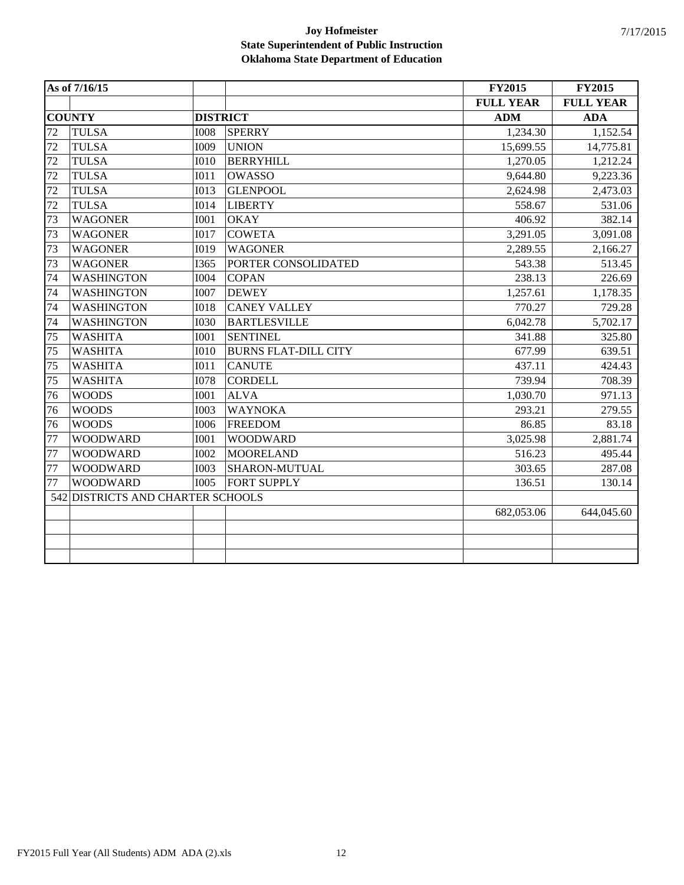**Joy Hofmeister**
**State Superintendent of Public Instruction**
**Oklahoma State Department of Education**

| As of 7/16/15 | | | | FY2015 | FY2015 |
|---|---|---|---|---|---|
| | | | | FULL YEAR | FULL YEAR |
| COUNTY | | DISTRICT | | ADM | ADA |
| 72 | TULSA | I008 | SPERRY | 1,234.30 | 1,152.54 |
| 72 | TULSA | I009 | UNION | 15,699.55 | 14,775.81 |
| 72 | TULSA | I010 | BERRYHILL | 1,270.05 | 1,212.24 |
| 72 | TULSA | I011 | OWASSO | 9,644.80 | 9,223.36 |
| 72 | TULSA | I013 | GLENPOOL | 2,624.98 | 2,473.03 |
| 72 | TULSA | I014 | LIBERTY | 558.67 | 531.06 |
| 73 | WAGONER | I001 | OKAY | 406.92 | 382.14 |
| 73 | WAGONER | I017 | COWETA | 3,291.05 | 3,091.08 |
| 73 | WAGONER | I019 | WAGONER | 2,289.55 | 2,166.27 |
| 73 | WAGONER | I365 | PORTER CONSOLIDATED | 543.38 | 513.45 |
| 74 | WASHINGTON | I004 | COPAN | 238.13 | 226.69 |
| 74 | WASHINGTON | I007 | DEWEY | 1,257.61 | 1,178.35 |
| 74 | WASHINGTON | I018 | CANEY VALLEY | 770.27 | 729.28 |
| 74 | WASHINGTON | I030 | BARTLESVILLE | 6,042.78 | 5,702.17 |
| 75 | WASHITA | I001 | SENTINEL | 341.88 | 325.80 |
| 75 | WASHITA | I010 | BURNS FLAT-DILL CITY | 677.99 | 639.51 |
| 75 | WASHITA | I011 | CANUTE | 437.11 | 424.43 |
| 75 | WASHITA | I078 | CORDELL | 739.94 | 708.39 |
| 76 | WOODS | I001 | ALVA | 1,030.70 | 971.13 |
| 76 | WOODS | I003 | WAYNOKA | 293.21 | 279.55 |
| 76 | WOODS | I006 | FREEDOM | 86.85 | 83.18 |
| 77 | WOODWARD | I001 | WOODWARD | 3,025.98 | 2,881.74 |
| 77 | WOODWARD | I002 | MOORELAND | 516.23 | 495.44 |
| 77 | WOODWARD | I003 | SHARON-MUTUAL | 303.65 | 287.08 |
| 77 | WOODWARD | I005 | FORT SUPPLY | 136.51 | 130.14 |
| 542 | DISTRICTS AND CHARTER SCHOOLS | | | | |
| | | | | 682,053.06 | 644,045.60 |
| | | | | | |
| | | | | | |
| | | | | | |